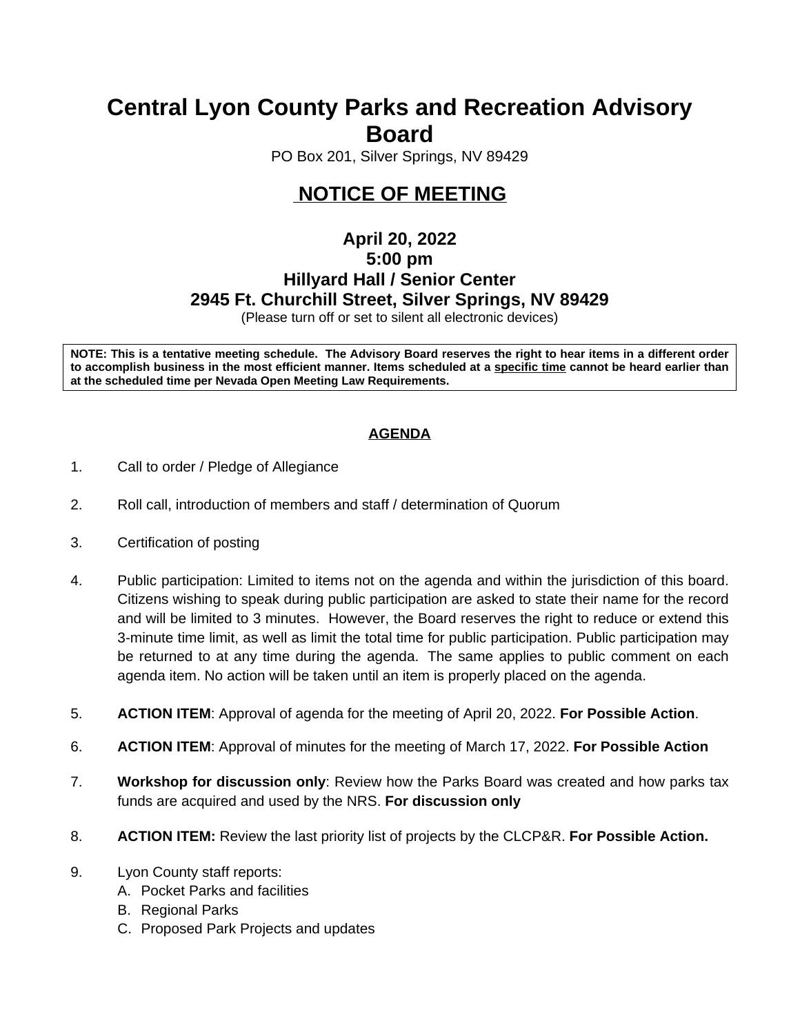# Central Lyon County Parks and Recreation Advisory Board

PO Box 201, Silver Springs, NV 89429

## NOTICE OF MEETING

**April 20, 2022**
**5:00 pm**
**Hillyard Hall / Senior Center**
**2945 Ft. Churchill Street, Silver Springs, NV 89429**
(Please turn off or set to silent all electronic devices)

**NOTE: This is a tentative meeting schedule. The Advisory Board reserves the right to hear items in a different order to accomplish business in the most efficient manner. Items scheduled at a specific time cannot be heard earlier than at the scheduled time per Nevada Open Meeting Law Requirements.**

**AGENDA**

1. Call to order / Pledge of Allegiance

2. Roll call, introduction of members and staff / determination of Quorum

3. Certification of posting

4. Public participation: Limited to items not on the agenda and within the jurisdiction of this board. Citizens wishing to speak during public participation are asked to state their name for the record and will be limited to 3 minutes. However, the Board reserves the right to reduce or extend this 3-minute time limit, as well as limit the total time for public participation. Public participation may be returned to at any time during the agenda. The same applies to public comment on each agenda item. No action will be taken until an item is properly placed on the agenda.

5. **ACTION ITEM**: Approval of agenda for the meeting of April 20, 2022. **For Possible Action**.

6. **ACTION ITEM**: Approval of minutes for the meeting of March 17, 2022. **For Possible Action**

7. **Workshop for discussion only**: Review how the Parks Board was created and how parks tax funds are acquired and used by the NRS. **For discussion only**

8. **ACTION ITEM:** Review the last priority list of projects by the CLCP&R. **For Possible Action.**

9. Lyon County staff reports:
   A. Pocket Parks and facilities
   B. Regional Parks
   C. Proposed Park Projects and updates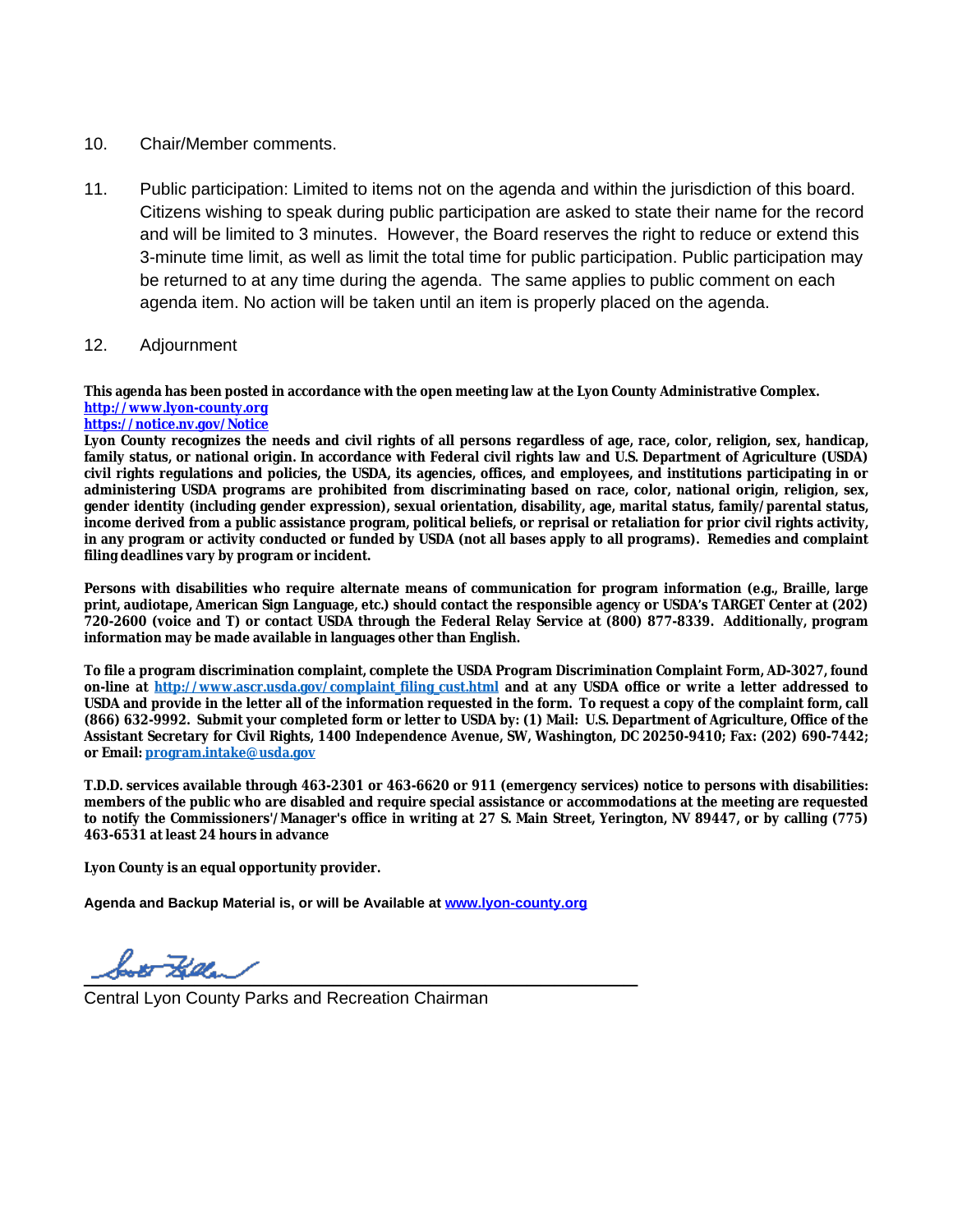10. Chair/Member comments.

11. Public participation: Limited to items not on the agenda and within the jurisdiction of this board. Citizens wishing to speak during public participation are asked to state their name for the record and will be limited to 3 minutes. However, the Board reserves the right to reduce or extend this 3-minute time limit, as well as limit the total time for public participation. Public participation may be returned to at any time during the agenda. The same applies to public comment on each agenda item. No action will be taken until an item is properly placed on the agenda.

12. Adjournment

**This agenda has been posted in accordance with the open meeting law at the Lyon County Administrative Complex.**
**http://www.lyon-county.org**
**https://notice.nv.gov/Notice**
**Lyon County recognizes the needs and civil rights of all persons regardless of age, race, color, religion, sex, handicap, family status, or national origin. In accordance with Federal civil rights law and U.S. Department of Agriculture (USDA) civil rights regulations and policies, the USDA, its agencies, offices, and employees, and institutions participating in or administering USDA programs are prohibited from discriminating based on race, color, national origin, religion, sex, gender identity (including gender expression), sexual orientation, disability, age, marital status, family/parental status, income derived from a public assistance program, political beliefs, or reprisal or retaliation for prior civil rights activity, in any program or activity conducted or funded by USDA (not all bases apply to all programs). Remedies and complaint filing deadlines vary by program or incident.**

**Persons with disabilities who require alternate means of communication for program information (e.g., Braille, large print, audiotape, American Sign Language, etc.) should contact the responsible agency or USDA's TARGET Center at (202) 720-2600 (voice and T) or contact USDA through the Federal Relay Service at (800) 877-8339. Additionally, program information may be made available in languages other than English.**

**To file a program discrimination complaint, complete the USDA Program Discrimination Complaint Form, AD-3027, found on-line at http://www.ascr.usda.gov/complaint_filing_cust.html and at any USDA office or write a letter addressed to USDA and provide in the letter all of the information requested in the form. To request a copy of the complaint form, call (866) 632-9992. Submit your completed form or letter to USDA by: (1) Mail: U.S. Department of Agriculture, Office of the Assistant Secretary for Civil Rights, 1400 Independence Avenue, SW, Washington, DC 20250-9410; Fax: (202) 690-7442; or Email: program.intake@usda.gov**

**T.D.D. services available through 463-2301 or 463-6620 or 911 (emergency services) notice to persons with disabilities: members of the public who are disabled and require special assistance or accommodations at the meeting are requested to notify the Commissioners'/Manager's office in writing at 27 S. Main Street, Yerington, NV 89447, or by calling (775) 463-6531 at least 24 hours in advance**

**Lyon County is an equal opportunity provider.**

**Agenda and Backup Material is, or will be Available at www.lyon-county.org**

\_\_\_\_\_\_\_\_\_\_\_\_\_\_\_\_\_\_\_\_\_\_\_\_\_\_\_\_\_\_\_\_\_\_\_\_\_\_\_\_\_\_\_\_

Central Lyon County Parks and Recreation Chairman